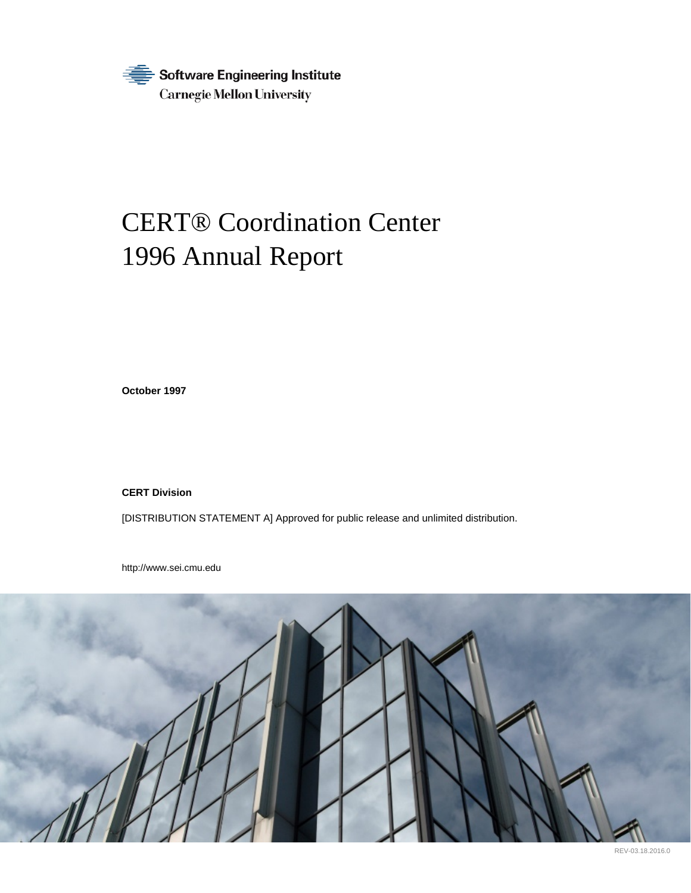Software Engineering Institute
Carnegie Mellon University

# CERT® Coordination Center 1996 Annual Report

**October 1997**

**CERT Division**

[DISTRIBUTION STATEMENT A] Approved for public release and unlimited distribution.

http://www.sei.cmu.edu

REV-03.18.2016.0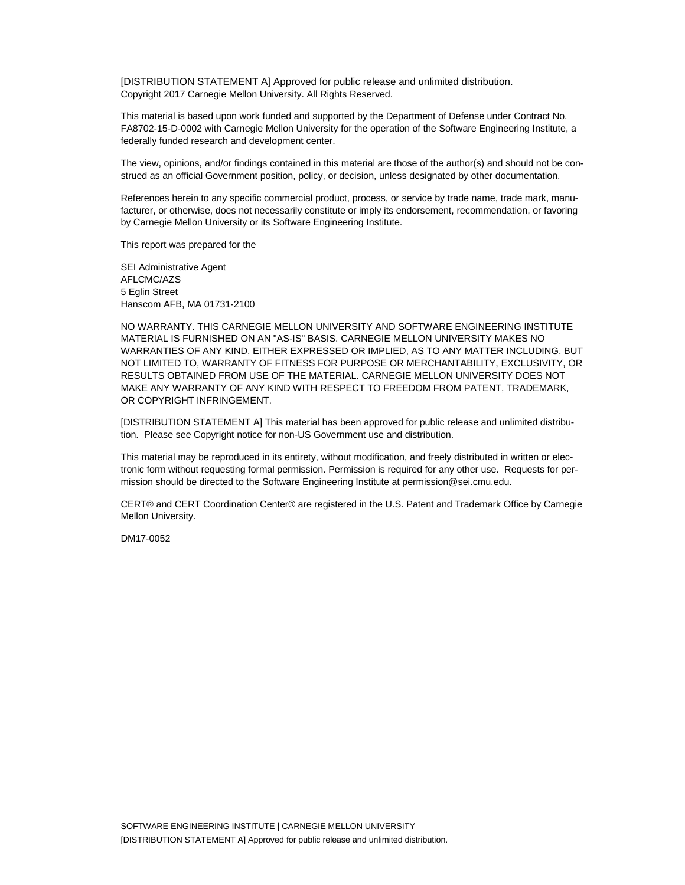[DISTRIBUTION STATEMENT A] Approved for public release and unlimited distribution.
Copyright 2017 Carnegie Mellon University. All Rights Reserved.

This material is based upon work funded and supported by the Department of Defense under Contract No. FA8702-15-D-0002 with Carnegie Mellon University for the operation of the Software Engineering Institute, a federally funded research and development center.

The view, opinions, and/or findings contained in this material are those of the author(s) and should not be construed as an official Government position, policy, or decision, unless designated by other documentation.

References herein to any specific commercial product, process, or service by trade name, trade mark, manufacturer, or otherwise, does not necessarily constitute or imply its endorsement, recommendation, or favoring by Carnegie Mellon University or its Software Engineering Institute.

This report was prepared for the

SEI Administrative Agent
AFLCMC/AZS
5 Eglin Street
Hanscom AFB, MA 01731-2100

NO WARRANTY. THIS CARNEGIE MELLON UNIVERSITY AND SOFTWARE ENGINEERING INSTITUTE MATERIAL IS FURNISHED ON AN "AS-IS" BASIS. CARNEGIE MELLON UNIVERSITY MAKES NO WARRANTIES OF ANY KIND, EITHER EXPRESSED OR IMPLIED, AS TO ANY MATTER INCLUDING, BUT NOT LIMITED TO, WARRANTY OF FITNESS FOR PURPOSE OR MERCHANTABILITY, EXCLUSIVITY, OR RESULTS OBTAINED FROM USE OF THE MATERIAL. CARNEGIE MELLON UNIVERSITY DOES NOT MAKE ANY WARRANTY OF ANY KIND WITH RESPECT TO FREEDOM FROM PATENT, TRADEMARK, OR COPYRIGHT INFRINGEMENT.

[DISTRIBUTION STATEMENT A] This material has been approved for public release and unlimited distribution. Please see Copyright notice for non-US Government use and distribution.

This material may be reproduced in its entirety, without modification, and freely distributed in written or electronic form without requesting formal permission. Permission is required for any other use. Requests for permission should be directed to the Software Engineering Institute at permission@sei.cmu.edu.

CERT® and CERT Coordination Center® are registered in the U.S. Patent and Trademark Office by Carnegie Mellon University.

DM17-0052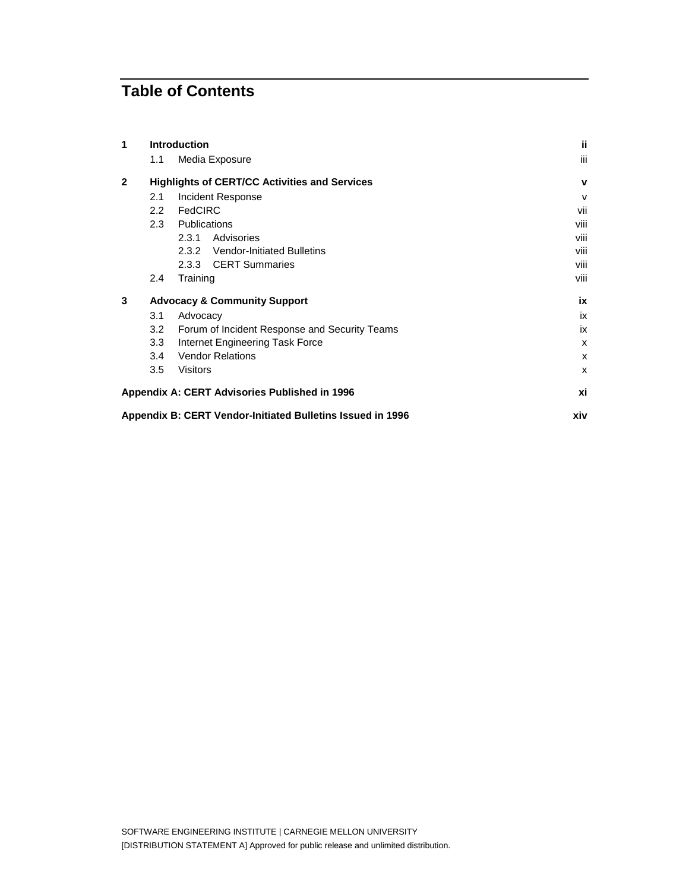# Table of Contents

| | | |
|---|---|---|
| **1** | **Introduction** | **ii** |
| | 1.1 Media Exposure | iii |
| **2** | **Highlights of CERT/CC Activities and Services** | **v** |
| | 2.1 Incident Response | v |
| | 2.2 FedCIRC | vii |
| | 2.3 Publications | viii |
| | 2.3.1 Advisories | viii |
| | 2.3.2 Vendor-Initiated Bulletins | viii |
| | 2.3.3 CERT Summaries | viii |
| | 2.4 Training | viii |
| **3** | **Advocacy & Community Support** | **ix** |
| | 3.1 Advocacy | ix |
| | 3.2 Forum of Incident Response and Security Teams | ix |
| | 3.3 Internet Engineering Task Force | x |
| | 3.4 Vendor Relations | x |
| | 3.5 Visitors | x |
| | **Appendix A: CERT Advisories Published in 1996** | **xi** |
| | **Appendix B: CERT Vendor-Initiated Bulletins Issued in 1996** | **xiv** |

SOFTWARE ENGINEERING INSTITUTE | CARNEGIE MELLON UNIVERSITY
[DISTRIBUTION STATEMENT A] Approved for public release and unlimited distribution.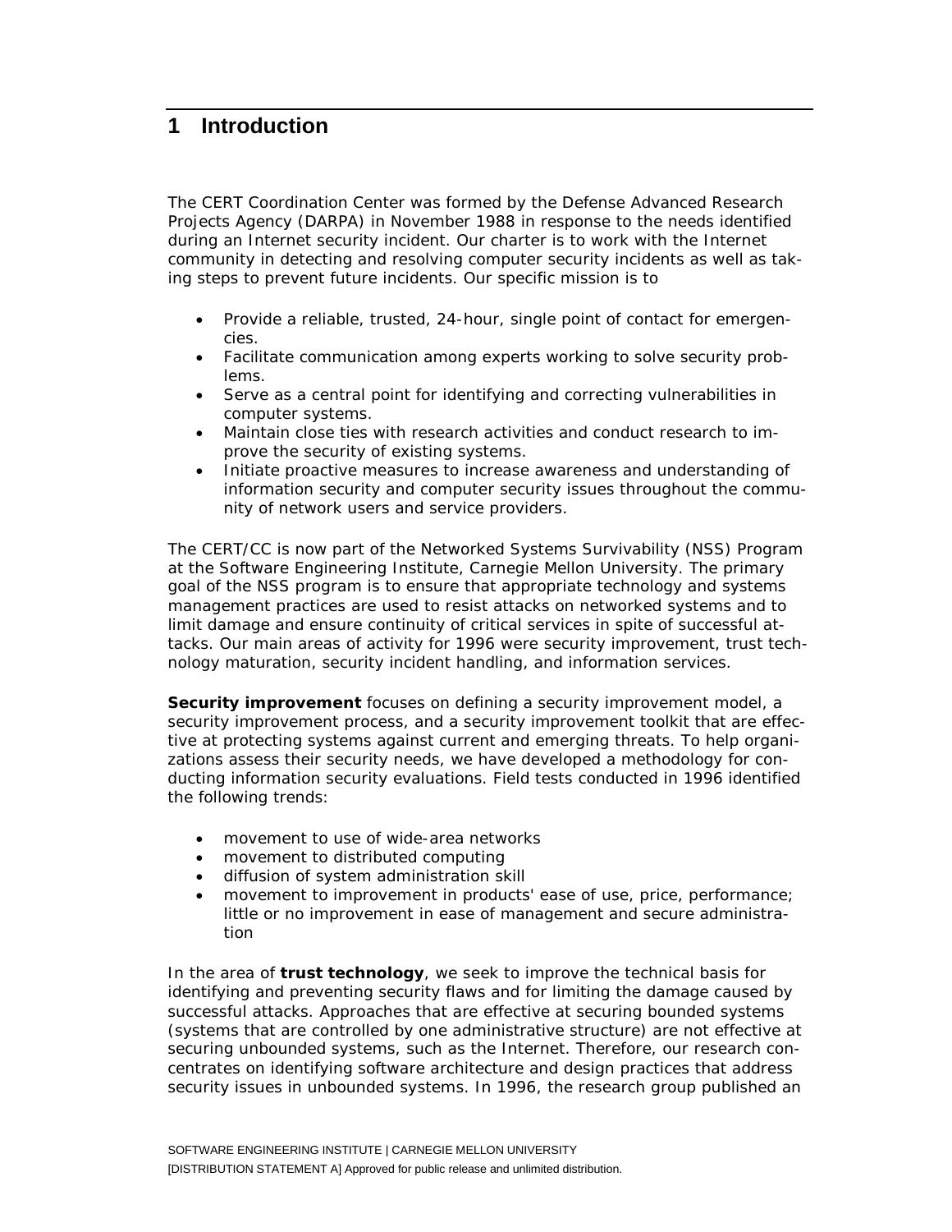# 1 Introduction

The CERT Coordination Center was formed by the Defense Advanced Research Projects Agency (DARPA) in November 1988 in response to the needs identified during an Internet security incident. Our charter is to work with the Internet community in detecting and resolving computer security incidents as well as taking steps to prevent future incidents. Our specific mission is to

- Provide a reliable, trusted, 24-hour, single point of contact for emergencies.
- Facilitate communication among experts working to solve security problems.
- Serve as a central point for identifying and correcting vulnerabilities in computer systems.
- Maintain close ties with research activities and conduct research to improve the security of existing systems.
- Initiate proactive measures to increase awareness and understanding of information security and computer security issues throughout the community of network users and service providers.

The CERT/CC is now part of the Networked Systems Survivability (NSS) Program at the Software Engineering Institute, Carnegie Mellon University. The primary goal of the NSS program is to ensure that appropriate technology and systems management practices are used to resist attacks on networked systems and to limit damage and ensure continuity of critical services in spite of successful attacks. Our main areas of activity for 1996 were security improvement, trust technology maturation, security incident handling, and information services.

**Security improvement** focuses on defining a security improvement model, a security improvement process, and a security improvement toolkit that are effective at protecting systems against current and emerging threats. To help organizations assess their security needs, we have developed a methodology for conducting information security evaluations. Field tests conducted in 1996 identified the following trends:

- movement to use of wide-area networks
- movement to distributed computing
- diffusion of system administration skill
- movement to improvement in products' ease of use, price, performance; little or no improvement in ease of management and secure administration

In the area of **trust technology**, we seek to improve the technical basis for identifying and preventing security flaws and for limiting the damage caused by successful attacks. Approaches that are effective at securing bounded systems (systems that are controlled by one administrative structure) are not effective at securing unbounded systems, such as the Internet. Therefore, our research concentrates on identifying software architecture and design practices that address security issues in unbounded systems. In 1996, the research group published an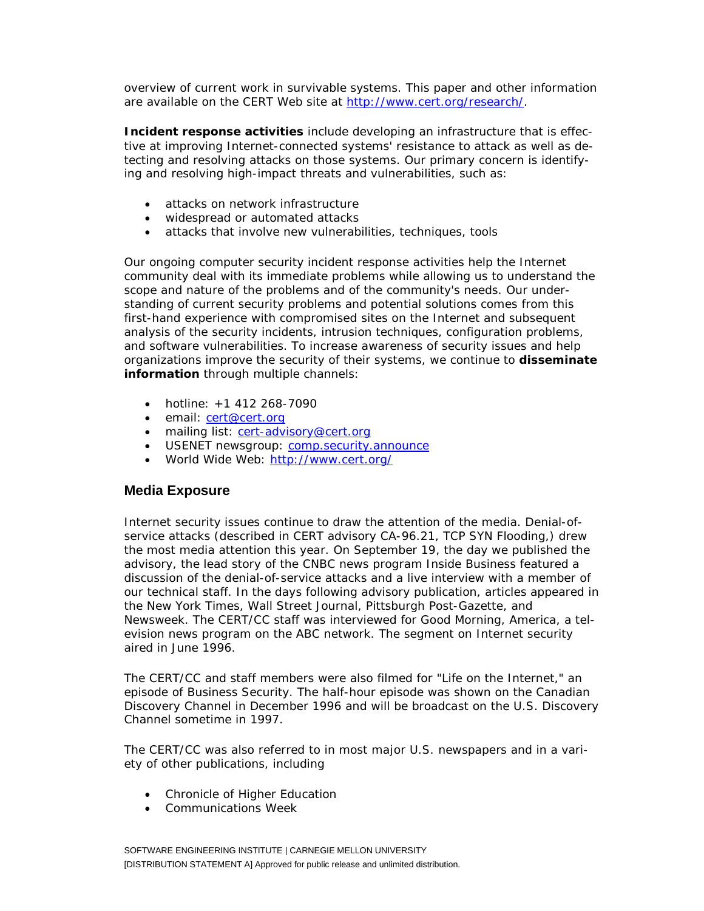overview of current work in survivable systems. This paper and other information are available on the CERT Web site at [http://www.cert.org/research/](http://www.cert.org/research/).

**Incident response activities** include developing an infrastructure that is effective at improving Internet-connected systems' resistance to attack as well as detecting and resolving attacks on those systems. Our primary concern is identifying and resolving high-impact threats and vulnerabilities, such as:

- attacks on network infrastructure
- widespread or automated attacks
- attacks that involve new vulnerabilities, techniques, tools

Our ongoing computer security incident response activities help the Internet community deal with its immediate problems while allowing us to understand the scope and nature of the problems and of the community's needs. Our understanding of current security problems and potential solutions comes from this first-hand experience with compromised sites on the Internet and subsequent analysis of the security incidents, intrusion techniques, configuration problems, and software vulnerabilities. To increase awareness of security issues and help organizations improve the security of their systems, we continue to **disseminate information** through multiple channels:

- hotline: +1 412 268-7090
- email: [cert@cert.org](mailto:cert@cert.org)
- mailing list: [cert-advisory@cert.org](mailto:cert-advisory@cert.org)
- USENET newsgroup: [comp.security.announce](news:comp.security.announce)
- World Wide Web: [http://www.cert.org/](http://www.cert.org/)

## Media Exposure

Internet security issues continue to draw the attention of the media. Denial-of-service attacks (described in CERT advisory CA-96.21, TCP SYN Flooding,) drew the most media attention this year. On September 19, the day we published the advisory, the lead story of the CNBC news program Inside Business featured a discussion of the denial-of-service attacks and a live interview with a member of our technical staff. In the days following advisory publication, articles appeared in the New York Times, Wall Street Journal, Pittsburgh Post-Gazette, and Newsweek. The CERT/CC staff was interviewed for Good Morning, America, a television news program on the ABC network. The segment on Internet security aired in June 1996.

The CERT/CC and staff members were also filmed for "Life on the Internet," an episode of Business Security. The half-hour episode was shown on the Canadian Discovery Channel in December 1996 and will be broadcast on the U.S. Discovery Channel sometime in 1997.

The CERT/CC was also referred to in most major U.S. newspapers and in a variety of other publications, including

- Chronicle of Higher Education
- Communications Week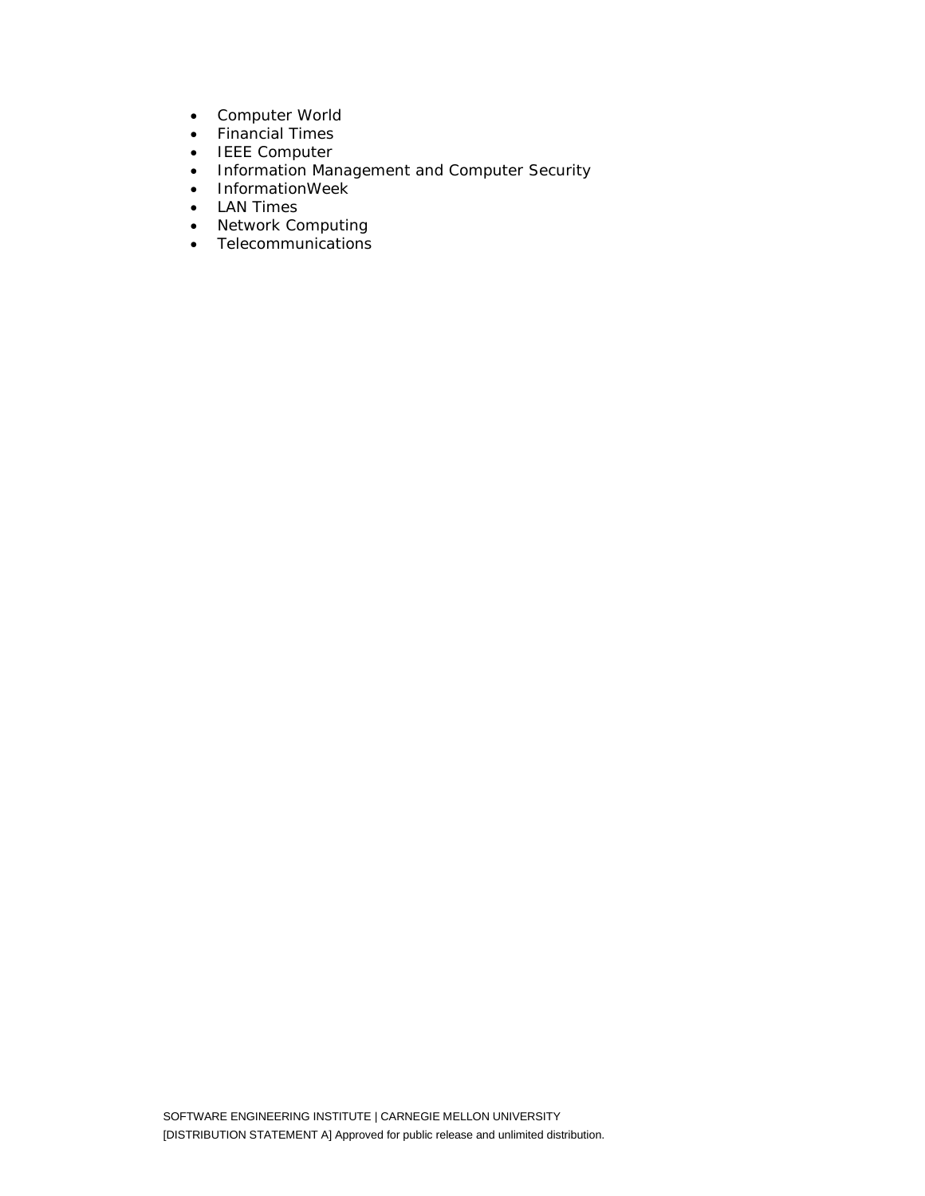- Computer World
- Financial Times
- IEEE Computer
- Information Management and Computer Security
- InformationWeek
- LAN Times
- Network Computing
- Telecommunications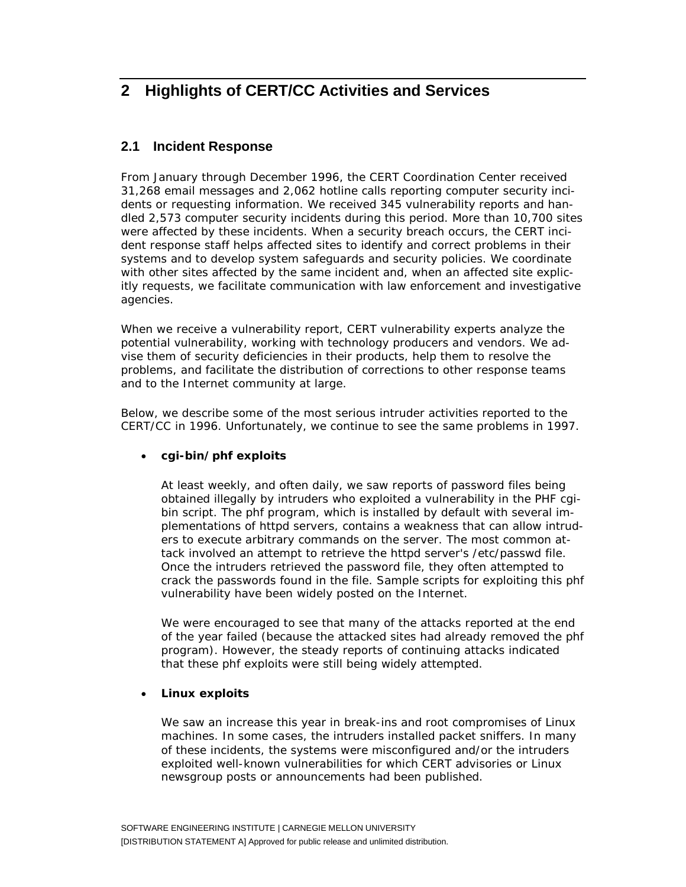# 2 Highlights of CERT/CC Activities and Services

## 2.1 Incident Response

From January through December 1996, the CERT Coordination Center received 31,268 email messages and 2,062 hotline calls reporting computer security incidents or requesting information. We received 345 vulnerability reports and handled 2,573 computer security incidents during this period. More than 10,700 sites were affected by these incidents. When a security breach occurs, the CERT incident response staff helps affected sites to identify and correct problems in their systems and to develop system safeguards and security policies. We coordinate with other sites affected by the same incident and, when an affected site explicitly requests, we facilitate communication with law enforcement and investigative agencies.

When we receive a vulnerability report, CERT vulnerability experts analyze the potential vulnerability, working with technology producers and vendors. We advise them of security deficiencies in their products, help them to resolve the problems, and facilitate the distribution of corrections to other response teams and to the Internet community at large.

Below, we describe some of the most serious intruder activities reported to the CERT/CC in 1996. Unfortunately, we continue to see the same problems in 1997.

- **cgi-bin/phf exploits**

  At least weekly, and often daily, we saw reports of password files being obtained illegally by intruders who exploited a vulnerability in the PHF cgi-bin script. The phf program, which is installed by default with several implementations of httpd servers, contains a weakness that can allow intruders to execute arbitrary commands on the server. The most common attack involved an attempt to retrieve the httpd server's /etc/passwd file. Once the intruders retrieved the password file, they often attempted to crack the passwords found in the file. Sample scripts for exploiting this phf vulnerability have been widely posted on the Internet.

  We were encouraged to see that many of the attacks reported at the end of the year failed (because the attacked sites had already removed the phf program). However, the steady reports of continuing attacks indicated that these phf exploits were still being widely attempted.

- **Linux exploits**

  We saw an increase this year in break-ins and root compromises of Linux machines. In some cases, the intruders installed packet sniffers. In many of these incidents, the systems were misconfigured and/or the intruders exploited well-known vulnerabilities for which CERT advisories or Linux newsgroup posts or announcements had been published.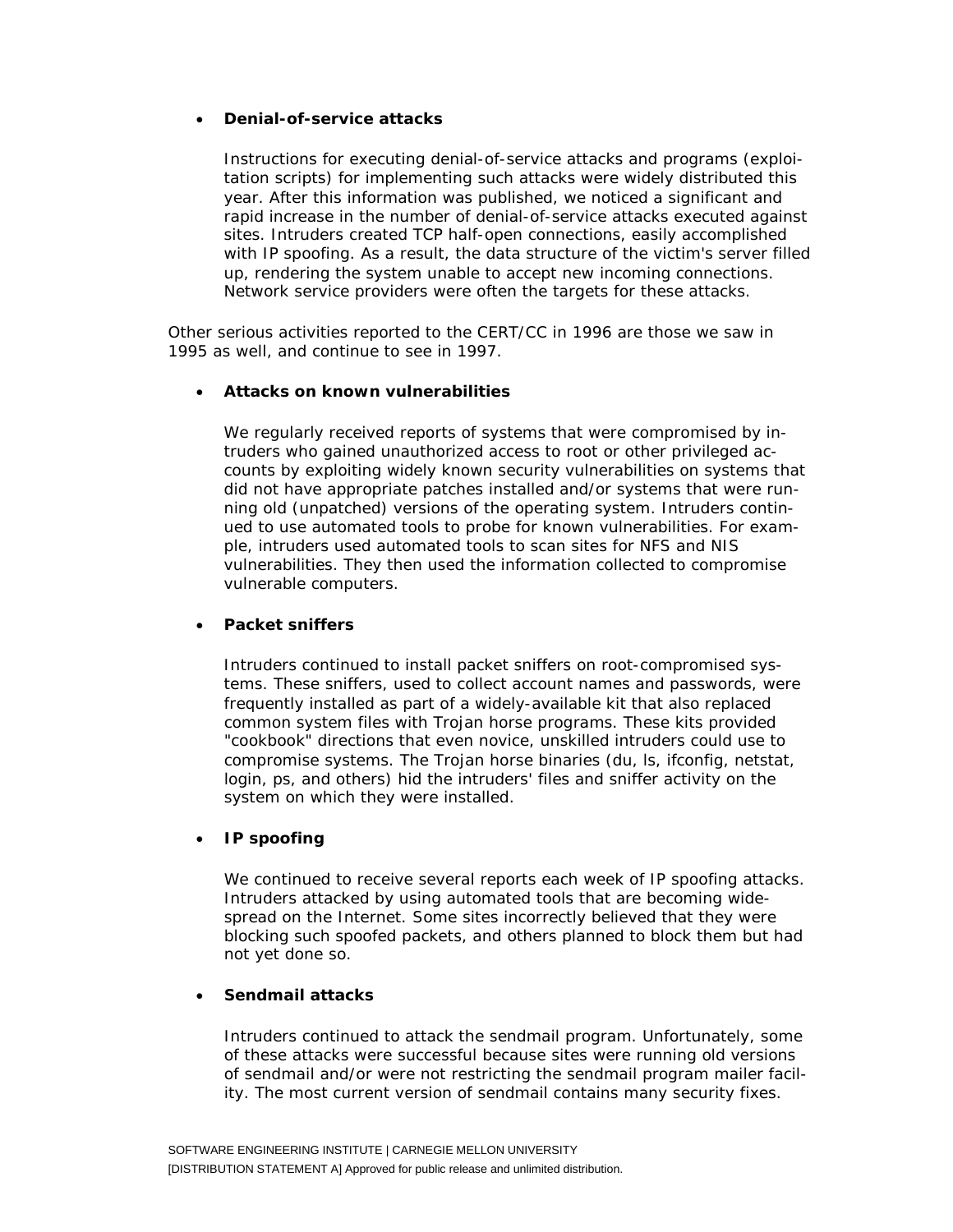- **Denial-of-service attacks**

  Instructions for executing denial-of-service attacks and programs (exploitation scripts) for implementing such attacks were widely distributed this year. After this information was published, we noticed a significant and rapid increase in the number of denial-of-service attacks executed against sites. Intruders created TCP half-open connections, easily accomplished with IP spoofing. As a result, the data structure of the victim's server filled up, rendering the system unable to accept new incoming connections. Network service providers were often the targets for these attacks.

Other serious activities reported to the CERT/CC in 1996 are those we saw in 1995 as well, and continue to see in 1997.

- **Attacks on known vulnerabilities**

  We regularly received reports of systems that were compromised by intruders who gained unauthorized access to root or other privileged accounts by exploiting widely known security vulnerabilities on systems that did not have appropriate patches installed and/or systems that were running old (unpatched) versions of the operating system. Intruders continued to use automated tools to probe for known vulnerabilities. For example, intruders used automated tools to scan sites for NFS and NIS vulnerabilities. They then used the information collected to compromise vulnerable computers.

- **Packet sniffers**

  Intruders continued to install packet sniffers on root-compromised systems. These sniffers, used to collect account names and passwords, were frequently installed as part of a widely-available kit that also replaced common system files with Trojan horse programs. These kits provided "cookbook" directions that even novice, unskilled intruders could use to compromise systems. The Trojan horse binaries (du, ls, ifconfig, netstat, login, ps, and others) hid the intruders' files and sniffer activity on the system on which they were installed.

- **IP spoofing**

  We continued to receive several reports each week of IP spoofing attacks. Intruders attacked by using automated tools that are becoming widespread on the Internet. Some sites incorrectly believed that they were blocking such spoofed packets, and others planned to block them but had not yet done so.

- **Sendmail attacks**

  Intruders continued to attack the sendmail program. Unfortunately, some of these attacks were successful because sites were running old versions of sendmail and/or were not restricting the sendmail program mailer facility. The most current version of sendmail contains many security fixes.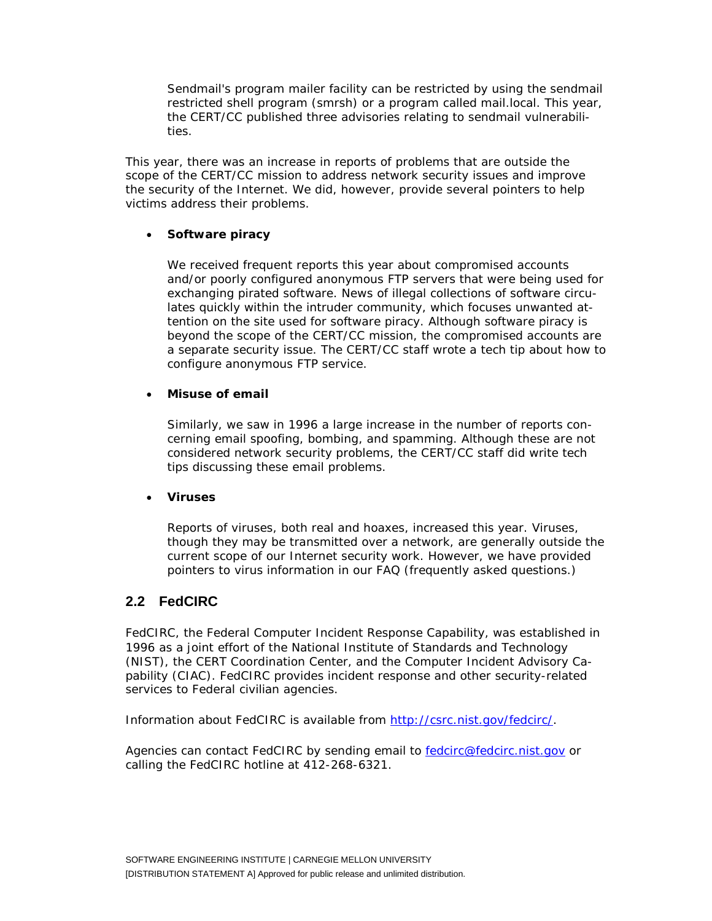Sendmail's program mailer facility can be restricted by using the sendmail restricted shell program (smrsh) or a program called mail.local. This year, the CERT/CC published three advisories relating to sendmail vulnerabilities.

This year, there was an increase in reports of problems that are outside the scope of the CERT/CC mission to address network security issues and improve the security of the Internet. We did, however, provide several pointers to help victims address their problems.

- **Software piracy**

  We received frequent reports this year about compromised accounts and/or poorly configured anonymous FTP servers that were being used for exchanging pirated software. News of illegal collections of software circulates quickly within the intruder community, which focuses unwanted attention on the site used for software piracy. Although software piracy is beyond the scope of the CERT/CC mission, the compromised accounts are a separate security issue. The CERT/CC staff wrote a tech tip about how to configure anonymous FTP service.

- **Misuse of email**

  Similarly, we saw in 1996 a large increase in the number of reports concerning email spoofing, bombing, and spamming. Although these are not considered network security problems, the CERT/CC staff did write tech tips discussing these email problems.

- **Viruses**

  Reports of viruses, both real and hoaxes, increased this year. Viruses, though they may be transmitted over a network, are generally outside the current scope of our Internet security work. However, we have provided pointers to virus information in our FAQ (frequently asked questions.)

## 2.2 FedCIRC

FedCIRC, the Federal Computer Incident Response Capability, was established in 1996 as a joint effort of the National Institute of Standards and Technology (NIST), the CERT Coordination Center, and the Computer Incident Advisory Capability (CIAC). FedCIRC provides incident response and other security-related services to Federal civilian agencies.

Information about FedCIRC is available from http://csrc.nist.gov/fedcirc/.

Agencies can contact FedCIRC by sending email to fedcirc@fedcirc.nist.gov or calling the FedCIRC hotline at 412-268-6321.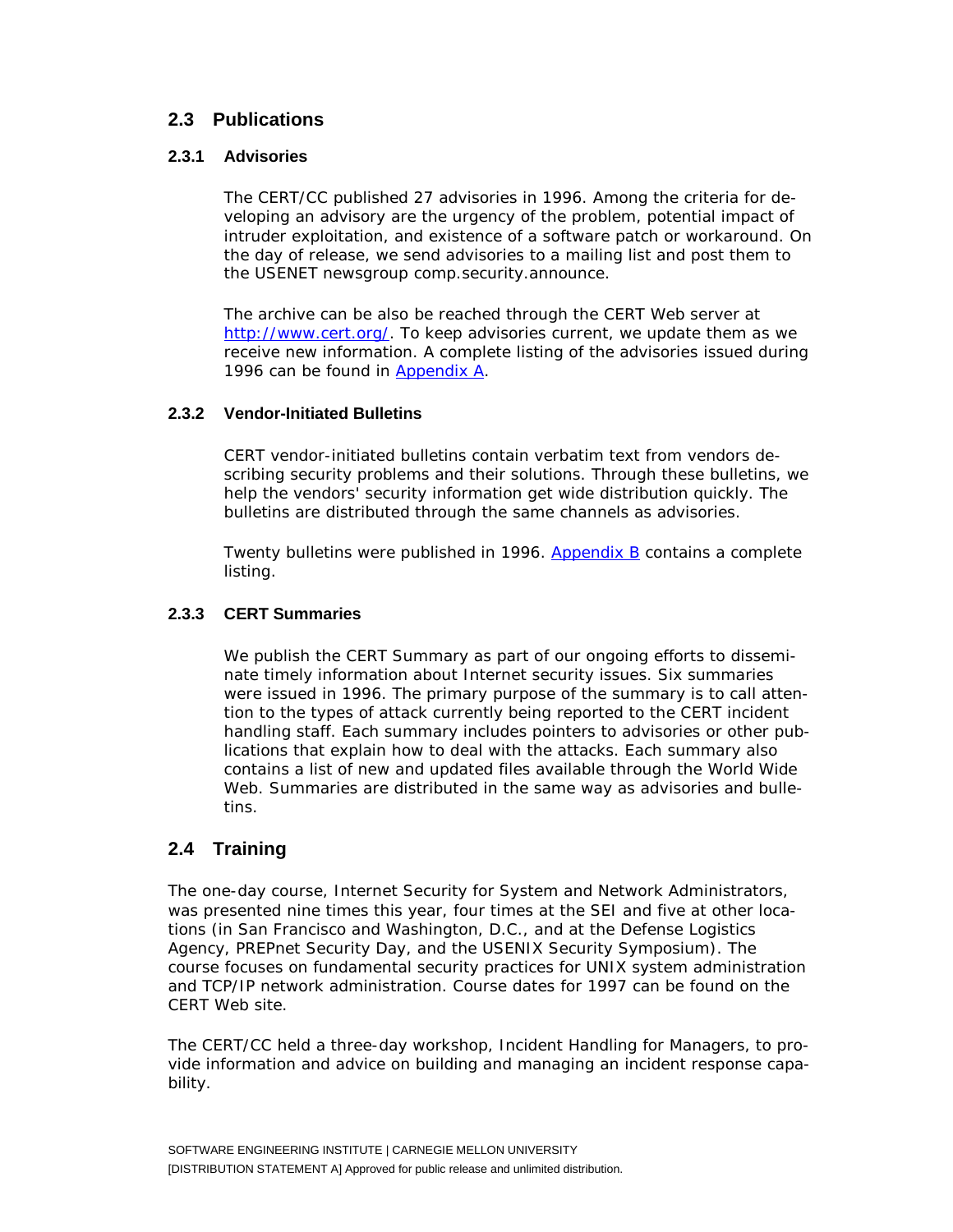## 2.3 Publications

### 2.3.1 Advisories

The CERT/CC published 27 advisories in 1996. Among the criteria for developing an advisory are the urgency of the problem, potential impact of intruder exploitation, and existence of a software patch or workaround. On the day of release, we send advisories to a mailing list and post them to the USENET newsgroup comp.security.announce.

The archive can be also be reached through the CERT Web server at [http://www.cert.org/](http://www.cert.org/). To keep advisories current, we update them as we receive new information. A complete listing of the advisories issued during 1996 can be found in Appendix A.

### 2.3.2 Vendor-Initiated Bulletins

CERT vendor-initiated bulletins contain verbatim text from vendors describing security problems and their solutions. Through these bulletins, we help the vendors' security information get wide distribution quickly. The bulletins are distributed through the same channels as advisories.

Twenty bulletins were published in 1996. Appendix B contains a complete listing.

### 2.3.3 CERT Summaries

We publish the CERT Summary as part of our ongoing efforts to disseminate timely information about Internet security issues. Six summaries were issued in 1996. The primary purpose of the summary is to call attention to the types of attack currently being reported to the CERT incident handling staff. Each summary includes pointers to advisories or other publications that explain how to deal with the attacks. Each summary also contains a list of new and updated files available through the World Wide Web. Summaries are distributed in the same way as advisories and bulletins.

## 2.4 Training

The one-day course, Internet Security for System and Network Administrators, was presented nine times this year, four times at the SEI and five at other locations (in San Francisco and Washington, D.C., and at the Defense Logistics Agency, PREPnet Security Day, and the USENIX Security Symposium). The course focuses on fundamental security practices for UNIX system administration and TCP/IP network administration. Course dates for 1997 can be found on the CERT Web site.

The CERT/CC held a three-day workshop, Incident Handling for Managers, to provide information and advice on building and managing an incident response capability.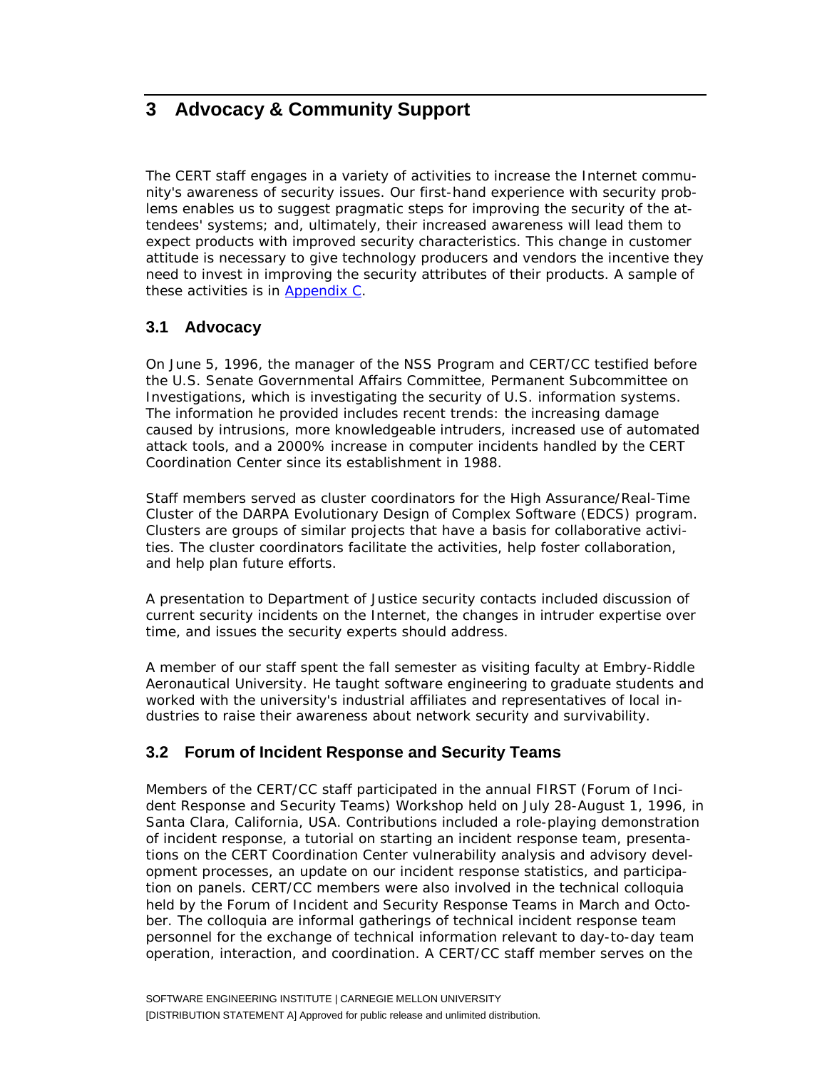# 3 Advocacy & Community Support

The CERT staff engages in a variety of activities to increase the Internet community's awareness of security issues. Our first-hand experience with security problems enables us to suggest pragmatic steps for improving the security of the attendees' systems; and, ultimately, their increased awareness will lead them to expect products with improved security characteristics. This change in customer attitude is necessary to give technology producers and vendors the incentive they need to invest in improving the security attributes of their products. A sample of these activities is in Appendix C.

## 3.1 Advocacy

On June 5, 1996, the manager of the NSS Program and CERT/CC testified before the U.S. Senate Governmental Affairs Committee, Permanent Subcommittee on Investigations, which is investigating the security of U.S. information systems. The information he provided includes recent trends: the increasing damage caused by intrusions, more knowledgeable intruders, increased use of automated attack tools, and a 2000% increase in computer incidents handled by the CERT Coordination Center since its establishment in 1988.

Staff members served as cluster coordinators for the High Assurance/Real-Time Cluster of the DARPA Evolutionary Design of Complex Software (EDCS) program. Clusters are groups of similar projects that have a basis for collaborative activities. The cluster coordinators facilitate the activities, help foster collaboration, and help plan future efforts.

A presentation to Department of Justice security contacts included discussion of current security incidents on the Internet, the changes in intruder expertise over time, and issues the security experts should address.

A member of our staff spent the fall semester as visiting faculty at Embry-Riddle Aeronautical University. He taught software engineering to graduate students and worked with the university's industrial affiliates and representatives of local industries to raise their awareness about network security and survivability.

## 3.2 Forum of Incident Response and Security Teams

Members of the CERT/CC staff participated in the annual FIRST (Forum of Incident Response and Security Teams) Workshop held on July 28-August 1, 1996, in Santa Clara, California, USA. Contributions included a role-playing demonstration of incident response, a tutorial on starting an incident response team, presentations on the CERT Coordination Center vulnerability analysis and advisory development processes, an update on our incident response statistics, and participation on panels. CERT/CC members were also involved in the technical colloquia held by the Forum of Incident and Security Response Teams in March and October. The colloquia are informal gatherings of technical incident response team personnel for the exchange of technical information relevant to day-to-day team operation, interaction, and coordination. A CERT/CC staff member serves on the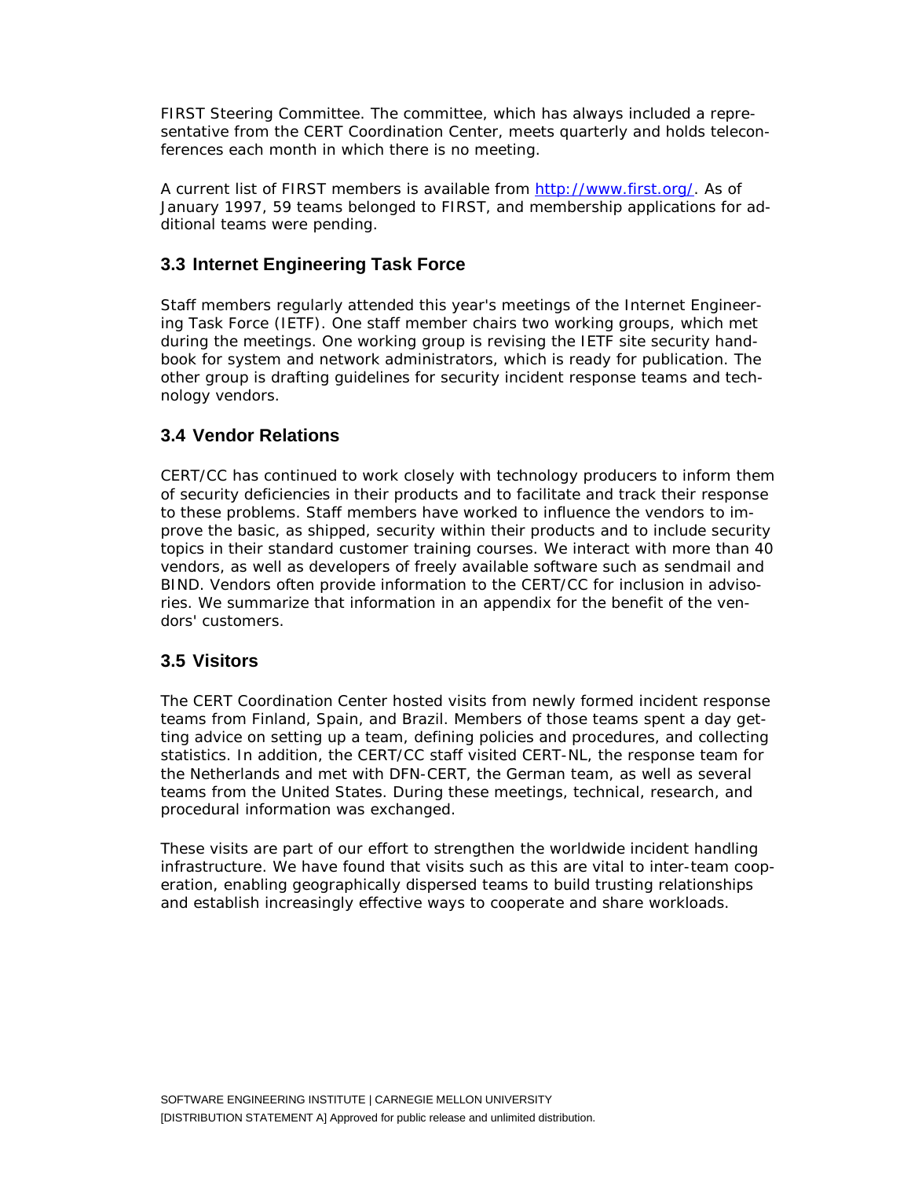FIRST Steering Committee. The committee, which has always included a representative from the CERT Coordination Center, meets quarterly and holds teleconferences each month in which there is no meeting.

A current list of FIRST members is available from http://www.first.org/. As of January 1997, 59 teams belonged to FIRST, and membership applications for additional teams were pending.

## 3.3 Internet Engineering Task Force

Staff members regularly attended this year's meetings of the Internet Engineering Task Force (IETF). One staff member chairs two working groups, which met during the meetings. One working group is revising the IETF site security handbook for system and network administrators, which is ready for publication. The other group is drafting guidelines for security incident response teams and technology vendors.

## 3.4 Vendor Relations

CERT/CC has continued to work closely with technology producers to inform them of security deficiencies in their products and to facilitate and track their response to these problems. Staff members have worked to influence the vendors to improve the basic, as shipped, security within their products and to include security topics in their standard customer training courses. We interact with more than 40 vendors, as well as developers of freely available software such as sendmail and BIND. Vendors often provide information to the CERT/CC for inclusion in advisories. We summarize that information in an appendix for the benefit of the vendors' customers.

## 3.5 Visitors

The CERT Coordination Center hosted visits from newly formed incident response teams from Finland, Spain, and Brazil. Members of those teams spent a day getting advice on setting up a team, defining policies and procedures, and collecting statistics. In addition, the CERT/CC staff visited CERT-NL, the response team for the Netherlands and met with DFN-CERT, the German team, as well as several teams from the United States. During these meetings, technical, research, and procedural information was exchanged.

These visits are part of our effort to strengthen the worldwide incident handling infrastructure. We have found that visits such as this are vital to inter-team cooperation, enabling geographically dispersed teams to build trusting relationships and establish increasingly effective ways to cooperate and share workloads.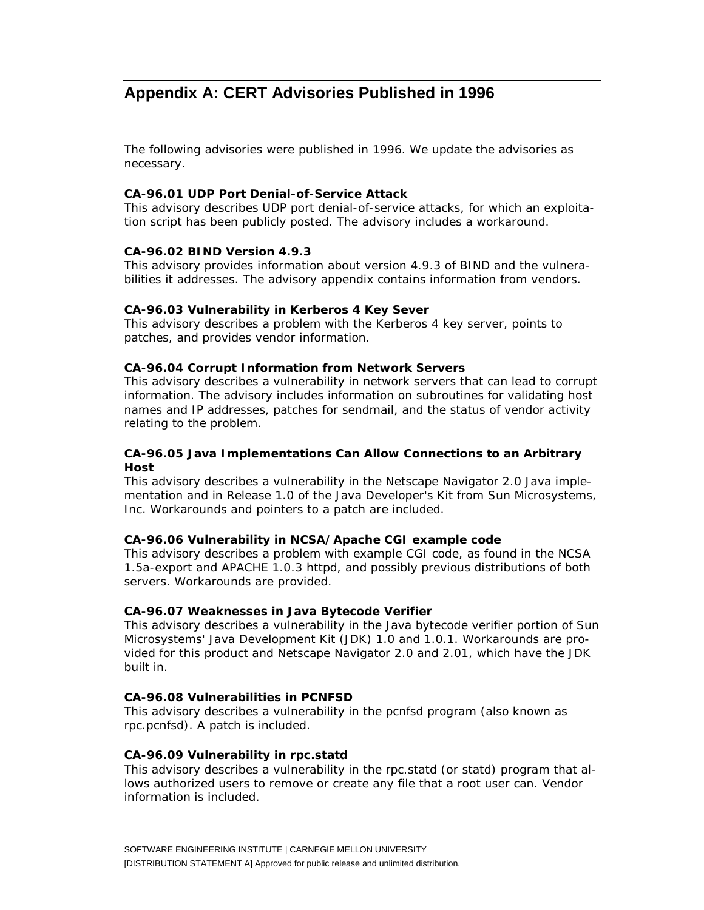# Appendix A: CERT Advisories Published in 1996

The following advisories were published in 1996. We update the advisories as necessary.

**CA-96.01 UDP Port Denial-of-Service Attack**
This advisory describes UDP port denial-of-service attacks, for which an exploitation script has been publicly posted. The advisory includes a workaround.

**CA-96.02 BIND Version 4.9.3**
This advisory provides information about version 4.9.3 of BIND and the vulnerabilities it addresses. The advisory appendix contains information from vendors.

**CA-96.03 Vulnerability in Kerberos 4 Key Sever**
This advisory describes a problem with the Kerberos 4 key server, points to patches, and provides vendor information.

**CA-96.04 Corrupt Information from Network Servers**
This advisory describes a vulnerability in network servers that can lead to corrupt information. The advisory includes information on subroutines for validating host names and IP addresses, patches for sendmail, and the status of vendor activity relating to the problem.

**CA-96.05 Java Implementations Can Allow Connections to an Arbitrary Host**
This advisory describes a vulnerability in the Netscape Navigator 2.0 Java implementation and in Release 1.0 of the Java Developer's Kit from Sun Microsystems, Inc. Workarounds and pointers to a patch are included.

**CA-96.06 Vulnerability in NCSA/Apache CGI example code**
This advisory describes a problem with example CGI code, as found in the NCSA 1.5a-export and APACHE 1.0.3 httpd, and possibly previous distributions of both servers. Workarounds are provided.

**CA-96.07 Weaknesses in Java Bytecode Verifier**
This advisory describes a vulnerability in the Java bytecode verifier portion of Sun Microsystems' Java Development Kit (JDK) 1.0 and 1.0.1. Workarounds are provided for this product and Netscape Navigator 2.0 and 2.01, which have the JDK built in.

**CA-96.08 Vulnerabilities in PCNFSD**
This advisory describes a vulnerability in the pcnfsd program (also known as rpc.pcnfsd). A patch is included.

**CA-96.09 Vulnerability in rpc.statd**
This advisory describes a vulnerability in the rpc.statd (or statd) program that allows authorized users to remove or create any file that a root user can. Vendor information is included.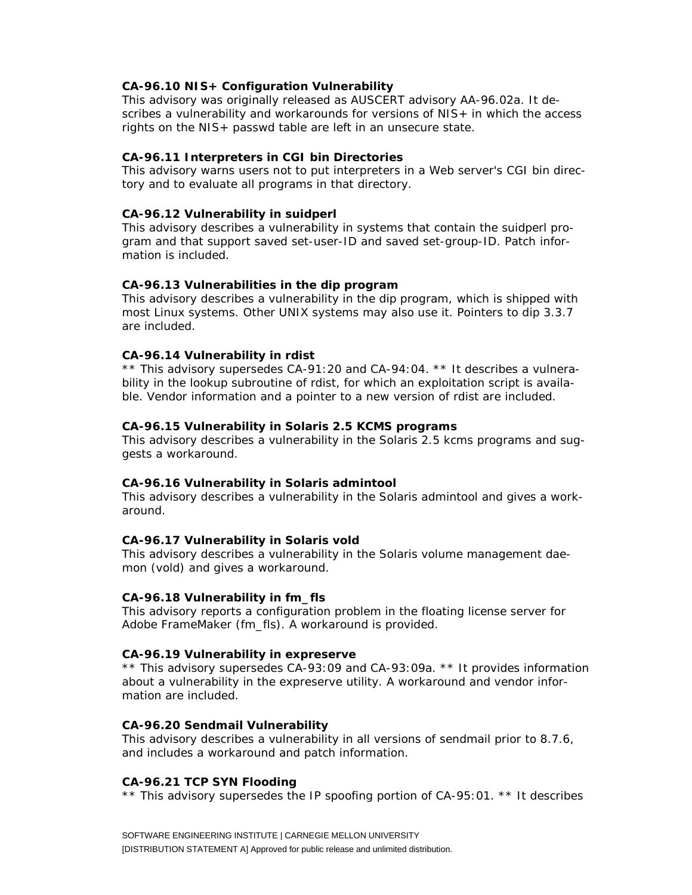**CA-96.10 NIS+ Configuration Vulnerability**
This advisory was originally released as AUSCERT advisory AA-96.02a. It describes a vulnerability and workarounds for versions of NIS+ in which the access rights on the NIS+ passwd table are left in an unsecure state.

**CA-96.11 Interpreters in CGI bin Directories**
This advisory warns users not to put interpreters in a Web server's CGI bin directory and to evaluate all programs in that directory.

**CA-96.12 Vulnerability in suidperl**
This advisory describes a vulnerability in systems that contain the suidperl program and that support saved set-user-ID and saved set-group-ID. Patch information is included.

**CA-96.13 Vulnerabilities in the dip program**
This advisory describes a vulnerability in the dip program, which is shipped with most Linux systems. Other UNIX systems may also use it. Pointers to dip 3.3.7 are included.

**CA-96.14 Vulnerability in rdist**
** This advisory supersedes CA-91:20 and CA-94:04. ** It describes a vulnerability in the lookup subroutine of rdist, for which an exploitation script is available. Vendor information and a pointer to a new version of rdist are included.

**CA-96.15 Vulnerability in Solaris 2.5 KCMS programs**
This advisory describes a vulnerability in the Solaris 2.5 kcms programs and suggests a workaround.

**CA-96.16 Vulnerability in Solaris admintool**
This advisory describes a vulnerability in the Solaris admintool and gives a workaround.

**CA-96.17 Vulnerability in Solaris vold**
This advisory describes a vulnerability in the Solaris volume management daemon (vold) and gives a workaround.

**CA-96.18 Vulnerability in fm_fls**
This advisory reports a configuration problem in the floating license server for Adobe FrameMaker (fm_fls). A workaround is provided.

**CA-96.19 Vulnerability in expreserve**
** This advisory supersedes CA-93:09 and CA-93:09a. ** It provides information about a vulnerability in the expreserve utility. A workaround and vendor information are included.

**CA-96.20 Sendmail Vulnerability**
This advisory describes a vulnerability in all versions of sendmail prior to 8.7.6, and includes a workaround and patch information.

**CA-96.21 TCP SYN Flooding**
** This advisory supersedes the IP spoofing portion of CA-95:01. ** It describes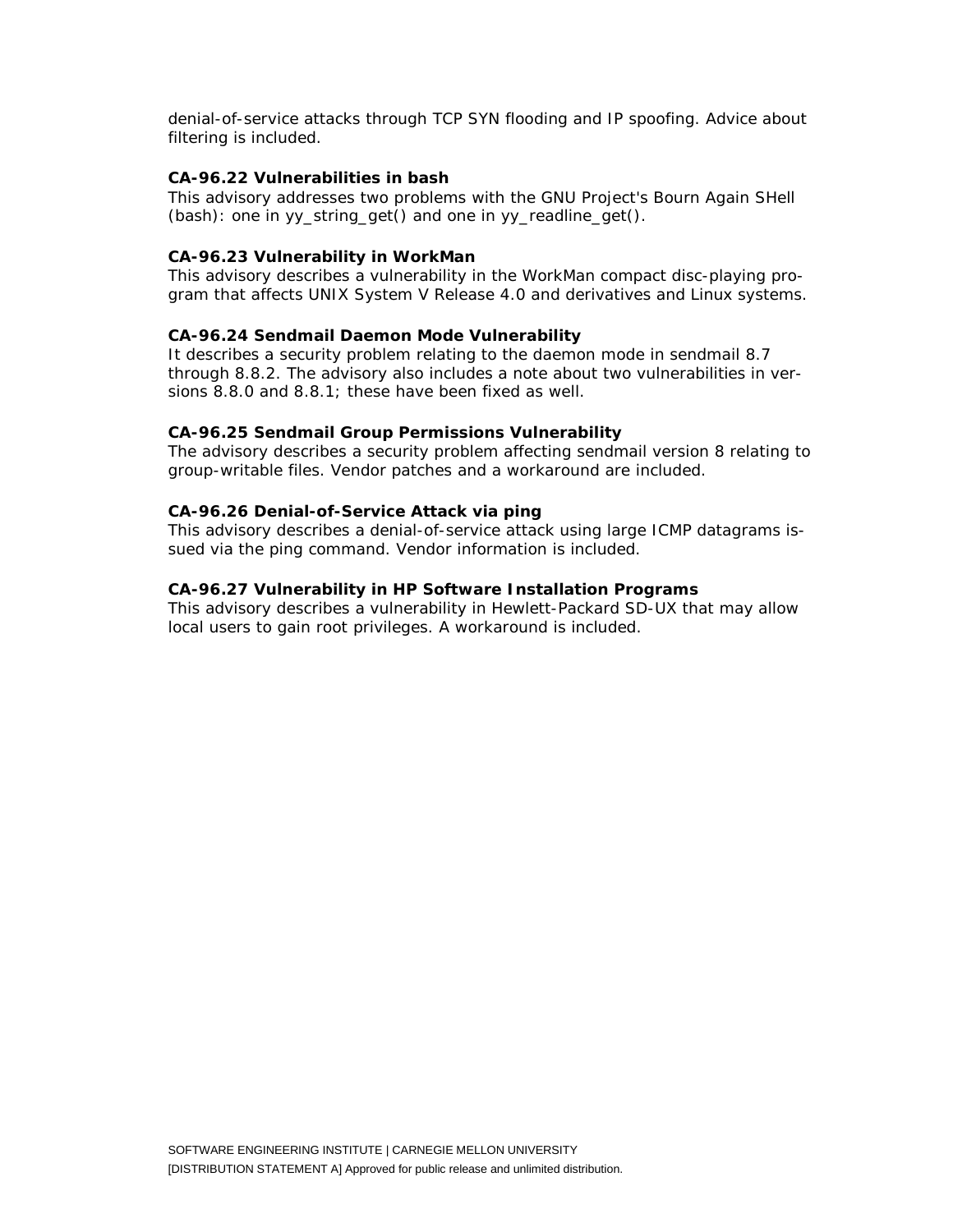denial-of-service attacks through TCP SYN flooding and IP spoofing. Advice about filtering is included.

**CA-96.22 Vulnerabilities in bash**
This advisory addresses two problems with the GNU Project's Bourn Again SHell (bash): one in yy_string_get() and one in yy_readline_get().

**CA-96.23 Vulnerability in WorkMan**
This advisory describes a vulnerability in the WorkMan compact disc-playing program that affects UNIX System V Release 4.0 and derivatives and Linux systems.

**CA-96.24 Sendmail Daemon Mode Vulnerability**
It describes a security problem relating to the daemon mode in sendmail 8.7 through 8.8.2. The advisory also includes a note about two vulnerabilities in versions 8.8.0 and 8.8.1; these have been fixed as well.

**CA-96.25 Sendmail Group Permissions Vulnerability**
The advisory describes a security problem affecting sendmail version 8 relating to group-writable files. Vendor patches and a workaround are included.

**CA-96.26 Denial-of-Service Attack via ping**
This advisory describes a denial-of-service attack using large ICMP datagrams issued via the ping command. Vendor information is included.

**CA-96.27 Vulnerability in HP Software Installation Programs**
This advisory describes a vulnerability in Hewlett-Packard SD-UX that may allow local users to gain root privileges. A workaround is included.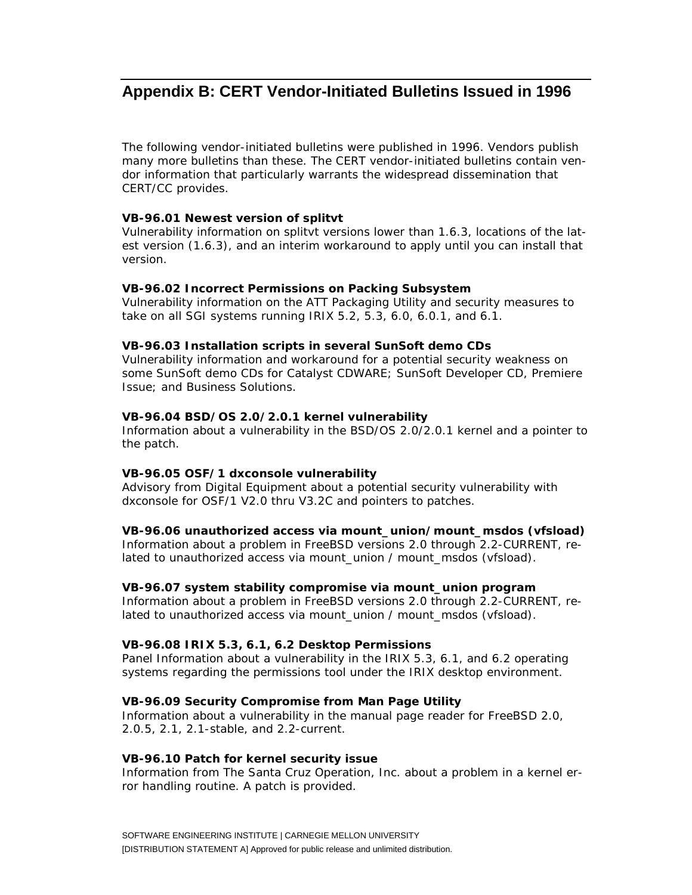## Appendix B: CERT Vendor-Initiated Bulletins Issued in 1996

The following vendor-initiated bulletins were published in 1996. Vendors publish many more bulletins than these. The CERT vendor-initiated bulletins contain vendor information that particularly warrants the widespread dissemination that CERT/CC provides.

**VB-96.01 Newest version of splitvt**
Vulnerability information on splitvt versions lower than 1.6.3, locations of the latest version (1.6.3), and an interim workaround to apply until you can install that version.

**VB-96.02 Incorrect Permissions on Packing Subsystem**
Vulnerability information on the ATT Packaging Utility and security measures to take on all SGI systems running IRIX 5.2, 5.3, 6.0, 6.0.1, and 6.1.

**VB-96.03 Installation scripts in several SunSoft demo CDs**
Vulnerability information and workaround for a potential security weakness on some SunSoft demo CDs for Catalyst CDWARE; SunSoft Developer CD, Premiere Issue; and Business Solutions.

**VB-96.04 BSD/OS 2.0/2.0.1 kernel vulnerability**
Information about a vulnerability in the BSD/OS 2.0/2.0.1 kernel and a pointer to the patch.

**VB-96.05 OSF/1 dxconsole vulnerability**
Advisory from Digital Equipment about a potential security vulnerability with dxconsole for OSF/1 V2.0 thru V3.2C and pointers to patches.

**VB-96.06 unauthorized access via mount_union/mount_msdos (vfsload)**
Information about a problem in FreeBSD versions 2.0 through 2.2-CURRENT, related to unauthorized access via mount_union / mount_msdos (vfsload).

**VB-96.07 system stability compromise via mount_union program**
Information about a problem in FreeBSD versions 2.0 through 2.2-CURRENT, related to unauthorized access via mount_union / mount_msdos (vfsload).

**VB-96.08 IRIX 5.3, 6.1, 6.2 Desktop Permissions**
Panel Information about a vulnerability in the IRIX 5.3, 6.1, and 6.2 operating systems regarding the permissions tool under the IRIX desktop environment.

**VB-96.09 Security Compromise from Man Page Utility**
Information about a vulnerability in the manual page reader for FreeBSD 2.0, 2.0.5, 2.1, 2.1-stable, and 2.2-current.

**VB-96.10 Patch for kernel security issue**
Information from The Santa Cruz Operation, Inc. about a problem in a kernel error handling routine. A patch is provided.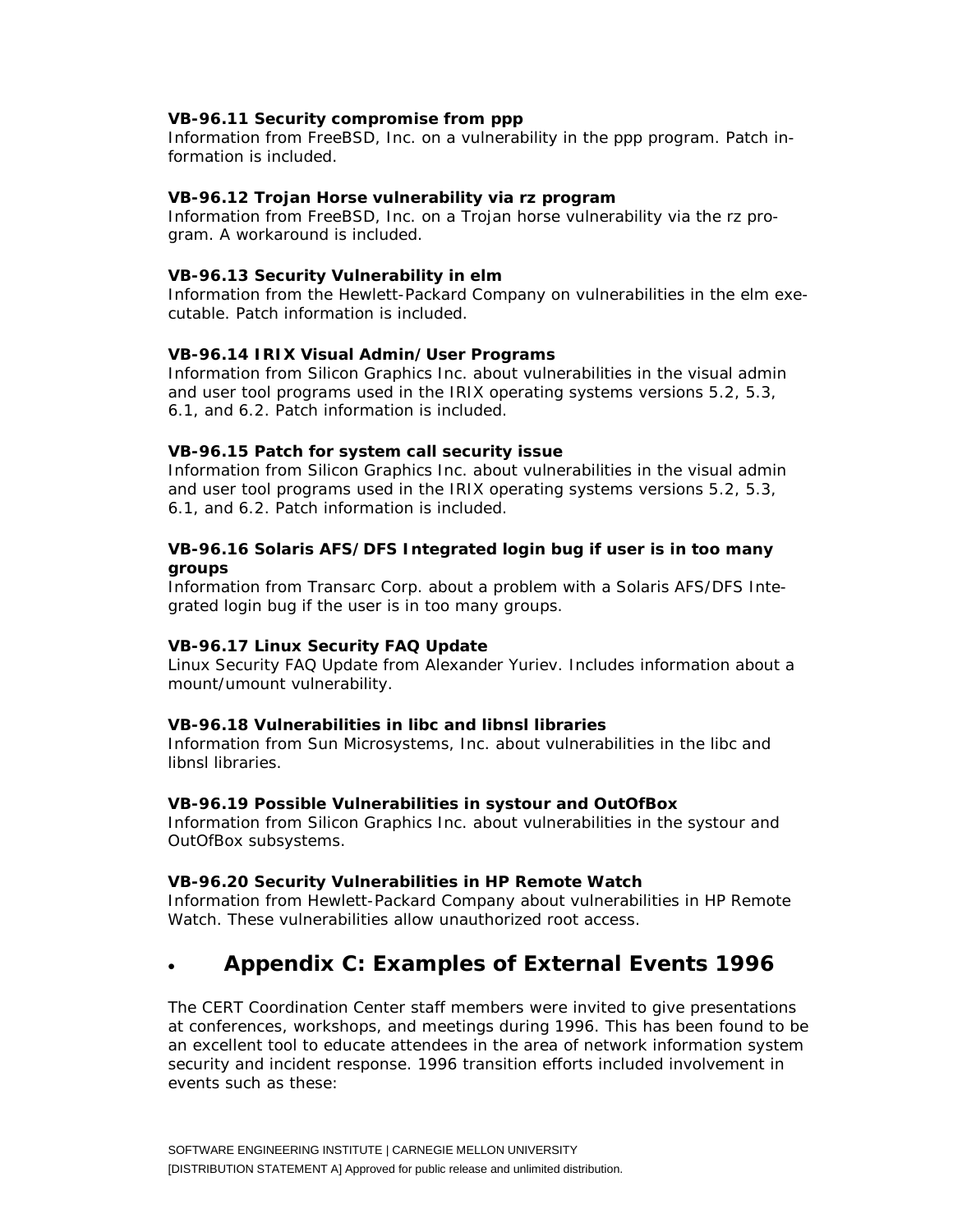**VB-96.11 Security compromise from ppp**
Information from FreeBSD, Inc. on a vulnerability in the ppp program. Patch information is included.

**VB-96.12 Trojan Horse vulnerability via rz program**
Information from FreeBSD, Inc. on a Trojan horse vulnerability via the rz program. A workaround is included.

**VB-96.13 Security Vulnerability in elm**
Information from the Hewlett-Packard Company on vulnerabilities in the elm executable. Patch information is included.

**VB-96.14 IRIX Visual Admin/User Programs**
Information from Silicon Graphics Inc. about vulnerabilities in the visual admin and user tool programs used in the IRIX operating systems versions 5.2, 5.3, 6.1, and 6.2. Patch information is included.

**VB-96.15 Patch for system call security issue**
Information from Silicon Graphics Inc. about vulnerabilities in the visual admin and user tool programs used in the IRIX operating systems versions 5.2, 5.3, 6.1, and 6.2. Patch information is included.

**VB-96.16 Solaris AFS/DFS Integrated login bug if user is in too many groups**
Information from Transarc Corp. about a problem with a Solaris AFS/DFS Integrated login bug if the user is in too many groups.

**VB-96.17 Linux Security FAQ Update**
Linux Security FAQ Update from Alexander Yuriev. Includes information about a mount/umount vulnerability.

**VB-96.18 Vulnerabilities in libc and libnsl libraries**
Information from Sun Microsystems, Inc. about vulnerabilities in the libc and libnsl libraries.

**VB-96.19 Possible Vulnerabilities in systour and OutOfBox**
Information from Silicon Graphics Inc. about vulnerabilities in the systour and OutOfBox subsystems.

**VB-96.20 Security Vulnerabilities in HP Remote Watch**
Information from Hewlett-Packard Company about vulnerabilities in HP Remote Watch. These vulnerabilities allow unauthorized root access.

## Appendix C: Examples of External Events 1996

The CERT Coordination Center staff members were invited to give presentations at conferences, workshops, and meetings during 1996. This has been found to be an excellent tool to educate attendees in the area of network information system security and incident response. 1996 transition efforts included involvement in events such as these: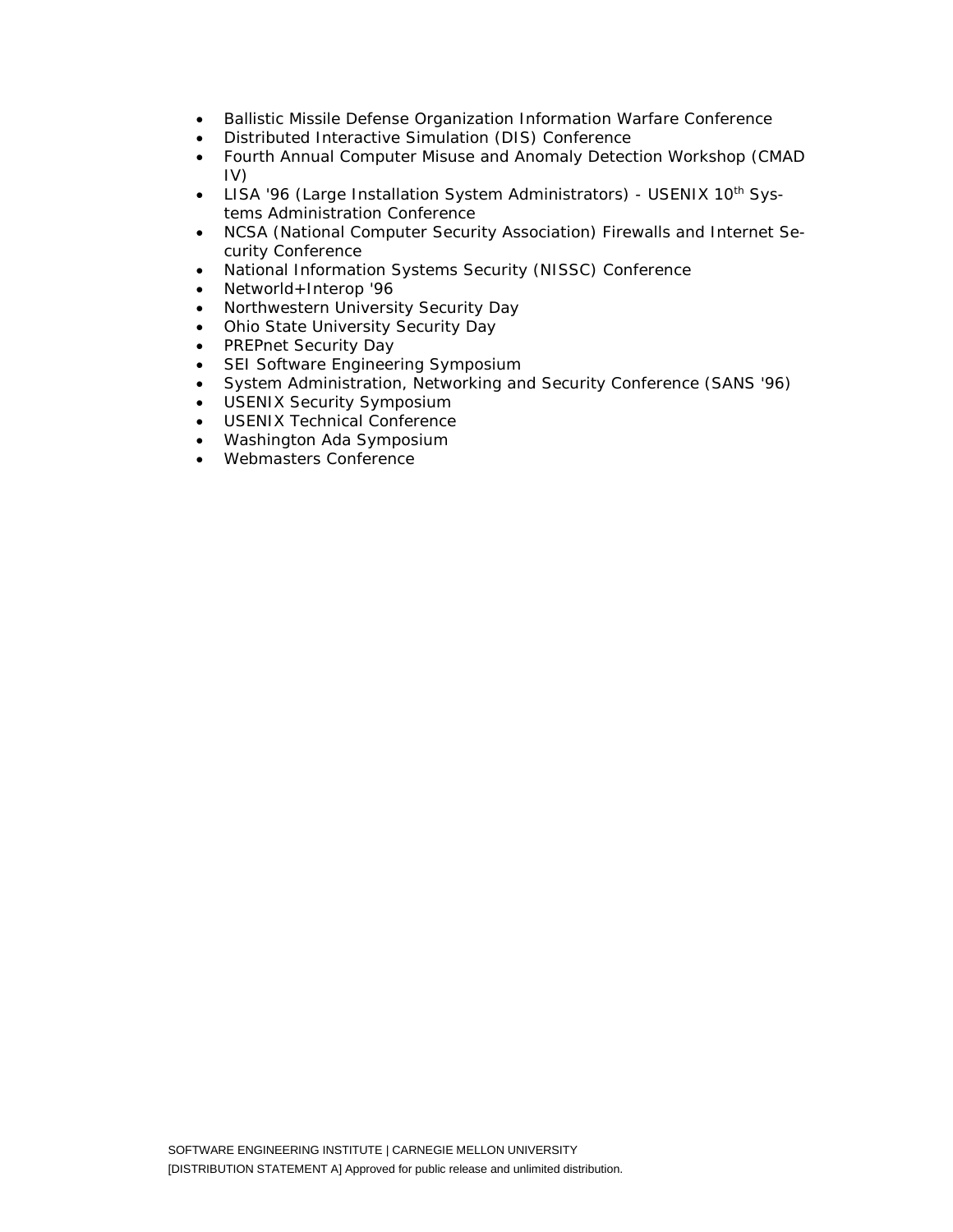- Ballistic Missile Defense Organization Information Warfare Conference
- Distributed Interactive Simulation (DIS) Conference
- Fourth Annual Computer Misuse and Anomaly Detection Workshop (CMAD IV)
- LISA '96 (Large Installation System Administrators) - USENIX 10th Systems Administration Conference
- NCSA (National Computer Security Association) Firewalls and Internet Security Conference
- National Information Systems Security (NISSC) Conference
- Networld+Interop '96
- Northwestern University Security Day
- Ohio State University Security Day
- PREPnet Security Day
- SEI Software Engineering Symposium
- System Administration, Networking and Security Conference (SANS '96)
- USENIX Security Symposium
- USENIX Technical Conference
- Washington Ada Symposium
- Webmasters Conference